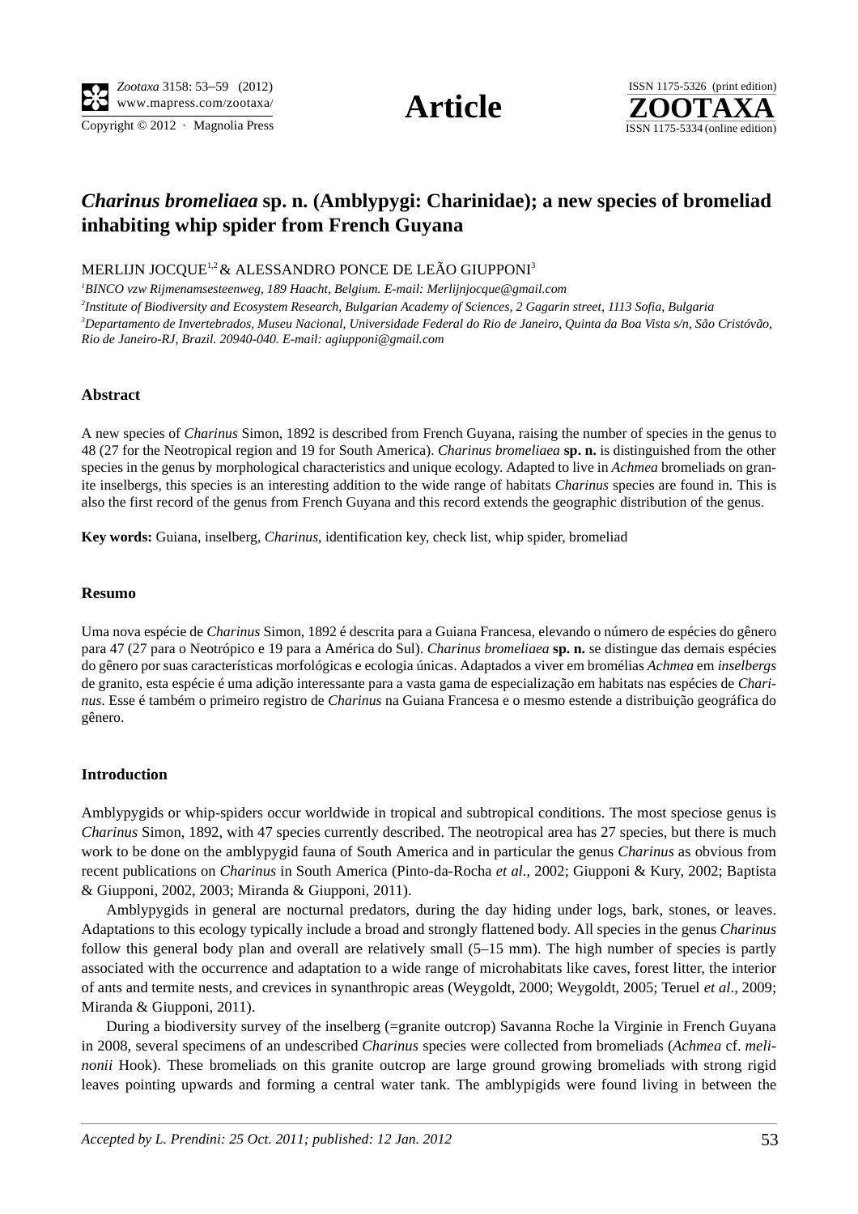# *Charinus bromeliaea* sp. n. (Amblypygi: Charinidae); a new species of bromeliad inhabiting whip spider from French Guyana

MERLIJN JOCQUE[1,2] & ALESSANDRO PONCE DE LEÃO GIUPPONI[3]

[1]*BINCO vzw Rijmenamsesteenweg, 189 Haacht, Belgium. E-mail: Merlijnjocque@gmail.com*

[2]*Institute of Biodiversity and Ecosystem Research, Bulgarian Academy of Sciences, 2 Gagarin street, 1113 Sofia, Bulgaria*

[3]*Departamento de Invertebrados, Museu Nacional, Universidade Federal do Rio de Janeiro, Quinta da Boa Vista s/n, São Cristóvão, Rio de Janeiro-RJ, Brazil. 20940-040. E-mail: agiupponi@gmail.com*

## Abstract

A new species of *Charinus* Simon, 1892 is described from French Guyana, raising the number of species in the genus to 48 (27 for the Neotropical region and 19 for South America). *Charinus bromeliaea* **sp. n.** is distinguished from the other species in the genus by morphological characteristics and unique ecology. Adapted to live in *Achmea* bromeliads on granite inselbergs, this species is an interesting addition to the wide range of habitats *Charinus* species are found in. This is also the first record of the genus from French Guyana and this record extends the geographic distribution of the genus.

**Key words:** Guiana, inselberg, *Charinus*, identification key, check list, whip spider, bromeliad

## Resumo

Uma nova espécie de *Charinus* Simon, 1892 é descrita para a Guiana Francesa, elevando o número de espécies do gênero para 47 (27 para o Neotrópico e 19 para a América do Sul). *Charinus bromeliaea* **sp. n.** se distingue das demais espécies do gênero por suas características morfológicas e ecologia únicas. Adaptados a viver em bromélias *Achmea* em *inselbergs* de granito, esta espécie é uma adição interessante para a vasta gama de especialização em habitats nas espécies de *Charinus*. Esse é também o primeiro registro de *Charinus* na Guiana Francesa e o mesmo estende a distribuição geográfica do gênero.

## Introduction

Amblypygids or whip-spiders occur worldwide in tropical and subtropical conditions. The most speciose genus is *Charinus* Simon, 1892, with 47 species currently described. The neotropical area has 27 species, but there is much work to be done on the amblypygid fauna of South America and in particular the genus *Charinus* as obvious from recent publications on *Charinus* in South America (Pinto-da-Rocha *et al*., 2002; Giupponi & Kury, 2002; Baptista & Giupponi, 2002, 2003; Miranda & Giupponi, 2011).

Amblypygids in general are nocturnal predators, during the day hiding under logs, bark, stones, or leaves. Adaptations to this ecology typically include a broad and strongly flattened body. All species in the genus *Charinus* follow this general body plan and overall are relatively small (5–15 mm). The high number of species is partly associated with the occurrence and adaptation to a wide range of microhabitats like caves, forest litter, the interior of ants and termite nests, and crevices in synanthropic areas (Weygoldt, 2000; Weygoldt, 2005; Teruel *et al*., 2009; Miranda & Giupponi, 2011).

During a biodiversity survey of the inselberg (=granite outcrop) Savanna Roche la Virginie in French Guyana in 2008, several specimens of an undescribed *Charinus* species were collected from bromeliads (*Achmea* cf. *melinonii* Hook). These bromeliads on this granite outcrop are large ground growing bromeliads with strong rigid leaves pointing upwards and forming a central water tank. The amblypigids were found living in between the

*Accepted by L. Prendini: 25 Oct. 2011; published: 12 Jan. 2012*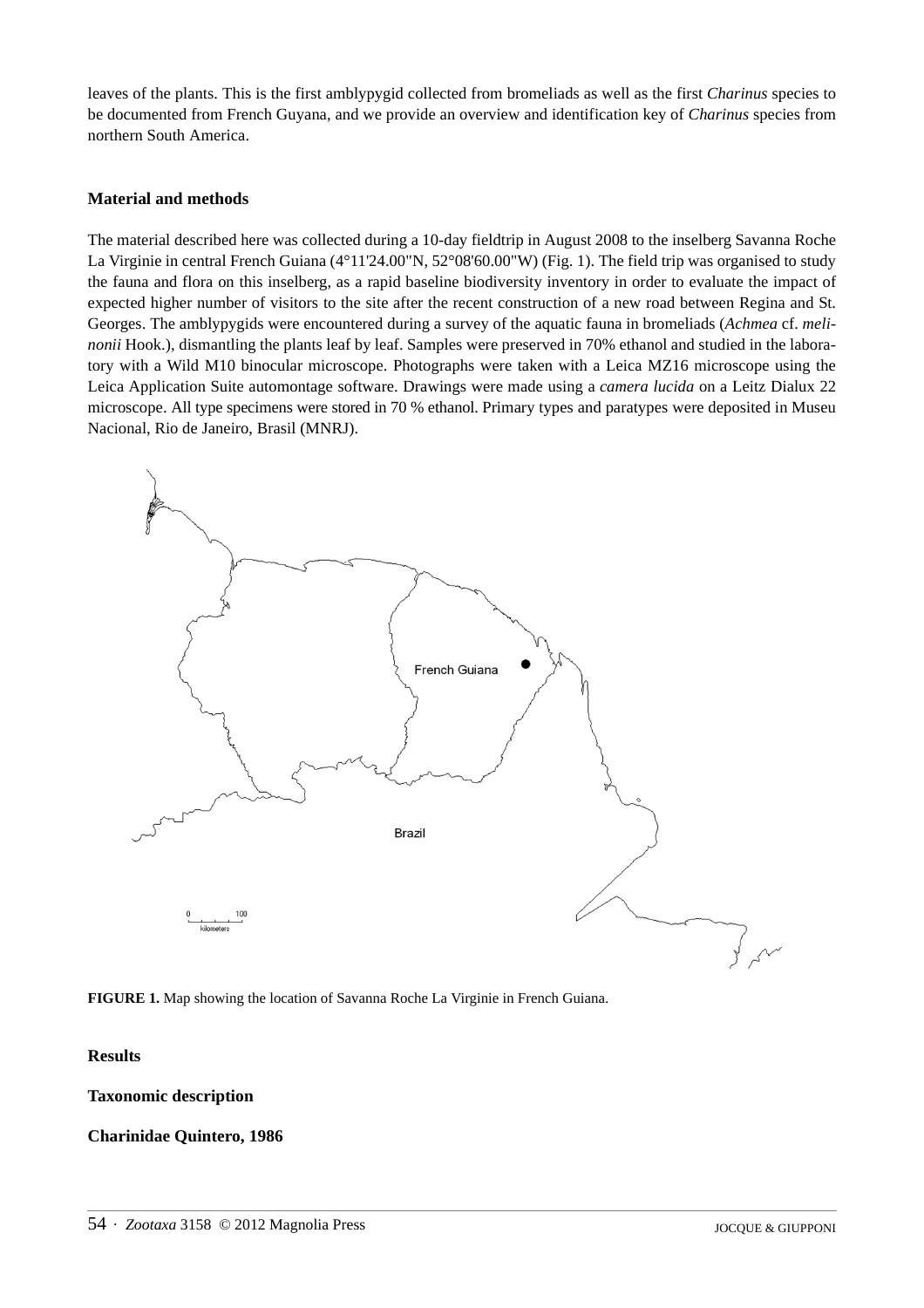leaves of the plants. This is the first amblypygid collected from bromeliads as well as the first *Charinus* species to be documented from French Guyana, and we provide an overview and identification key of *Charinus* species from northern South America.

## Material and methods

The material described here was collected during a 10-day fieldtrip in August 2008 to the inselberg Savanna Roche La Virginie in central French Guiana (4°11'24.00"N, 52°08'60.00"W) (Fig. 1). The field trip was organised to study the fauna and flora on this inselberg, as a rapid baseline biodiversity inventory in order to evaluate the impact of expected higher number of visitors to the site after the recent construction of a new road between Regina and St. Georges. The amblypygids were encountered during a survey of the aquatic fauna in bromeliads (*Achmea* cf. *melinonii* Hook.), dismantling the plants leaf by leaf. Samples were preserved in 70% ethanol and studied in the laboratory with a Wild M10 binocular microscope. Photographs were taken with a Leica MZ16 microscope using the Leica Application Suite automontage software. Drawings were made using a *camera lucida* on a Leitz Dialux 22 microscope. All type specimens were stored in 70 % ethanol. Primary types and paratypes were deposited in Museu Nacional, Rio de Janeiro, Brasil (MNRJ).

**FIGURE 1.** Map showing the location of Savanna Roche La Virginie in French Guiana.

## Results

### Taxonomic description

### Charinidae Quintero, 1986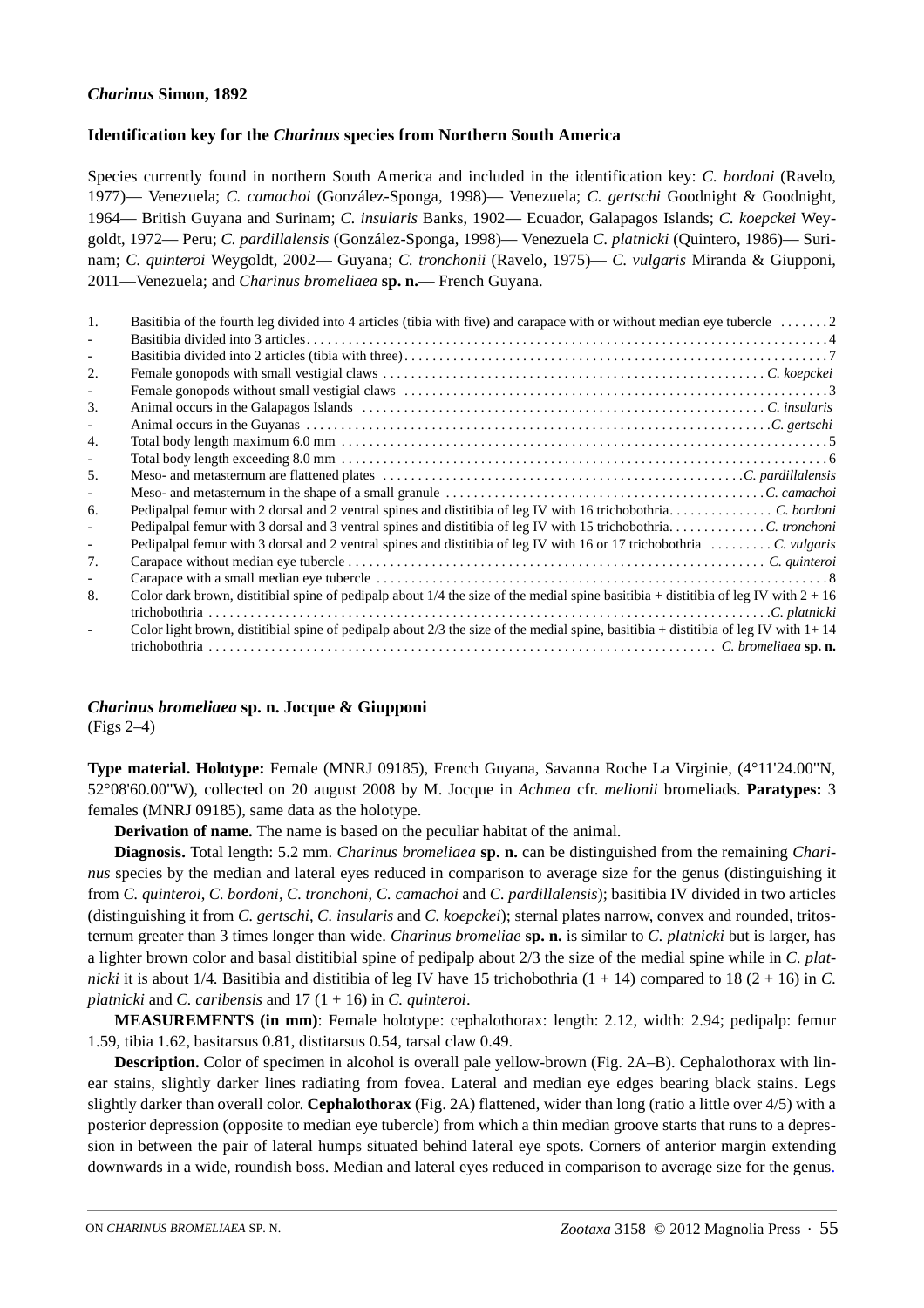### *Charinus* Simon, 1892

#### Identification key for the *Charinus* species from Northern South America

Species currently found in northern South America and included in the identification key: *C. bordoni* (Ravelo, 1977)— Venezuela; *C. camachoi* (González-Sponga, 1998)— Venezuela; *C. gertschi* Goodnight & Goodnight, 1964— British Guyana and Surinam; *C. insularis* Banks, 1902— Ecuador, Galapagos Islands; *C. koepckei* Weygoldt, 1972— Peru; *C. pardillalensis* (González-Sponga, 1998)— Venezuela *C. platnicki* (Quintero, 1986)— Surinam; *C. quinteroi* Weygoldt, 2002— Guyana; *C. tronchonii* (Ravelo, 1975)— *C. vulgaris* Miranda & Giupponi, 2011—Venezuela; and *Charinus bromeliaea* **sp. n.**— French Guyana.

| | | |
|---|---|---|
| 1. | Basitibia of the fourth leg divided into 4 articles (tibia with five) and carapace with or without median eye tubercle | 2 |
| - | Basitibia divided into 3 articles | 4 |
| - | Basitibia divided into 2 articles (tibia with three) | 7 |
| 2. | Female gonopods with small vestigial claws | *C. koepckei* |
| - | Female gonopods without small vestigial claws | 3 |
| 3. | Animal occurs in the Galapagos Islands | *C. insularis* |
| - | Animal occurs in the Guyanas | *C. gertschi* |
| 4. | Total body length maximum 6.0 mm | 5 |
| - | Total body length exceeding 8.0 mm | 6 |
| 5. | Meso- and metasternum are flattened plates | *C. pardillalensis* |
| - | Meso- and metasternum in the shape of a small granule | *C. camachoi* |
| 6. | Pedipalpal femur with 2 dorsal and 2 ventral spines and distitibia of leg IV with 16 trichobothria | *C. bordoni* |
| - | Pedipalpal femur with 3 dorsal and 3 ventral spines and distitibia of leg IV with 15 trichobothria | *C. tronchoni* |
| - | Pedipalpal femur with 3 dorsal and 3 ventral spines and distitibia of leg IV with 16 or 17 trichobothria | *C. vulgaris* |
| 7. | Carapace without median eye tubercle | *C. quinteroi* |
| - | Carapace with a small median eye tubercle | 8 |
| 8. | Color dark brown, distitibial spine of pedipalp about 1/4 the size of the medial spine basitibia + distitibia of leg IV with 2 + 16 trichobothria | *C. platnicki* |
| - | Color light brown, distitibial spine of pedipalp about 2/3 the size of the medial spine, basitibia + distitibia of leg IV with 1+ 14 trichobothria | *C. bromeliaea* **sp. n.** |

### *Charinus bromeliaea* sp. n. Jocque & Giupponi

(Figs 2–4)

**Type material. Holotype:** Female (MNRJ 09185), French Guyana, Savanna Roche La Virginie, (4°11'24.00"N, 52°08'60.00"W), collected on 20 august 2008 by M. Jocque in *Achmea* cfr. *melionii* bromeliads. **Paratypes:** 3 females (MNRJ 09185), same data as the holotype.

**Derivation of name.** The name is based on the peculiar habitat of the animal.

**Diagnosis.** Total length: 5.2 mm. *Charinus bromeliaea* **sp. n.** can be distinguished from the remaining *Charinus* species by the median and lateral eyes reduced in comparison to average size for the genus (distinguishing it from *C. quinteroi*, *C. bordoni*, *C. tronchoni, C. camachoi* and *C. pardillalensis*); basitibia IV divided in two articles (distinguishing it from *C. gertschi, C. insularis* and *C. koepckei*); sternal plates narrow, convex and rounded, tritosternum greater than 3 times longer than wide. *Charinus bromeliae* **sp. n.** is similar to *C. platnicki* but is larger, has a lighter brown color and basal distitibial spine of pedipalp about 2/3 the size of the medial spine while in *C. platnicki* it is about 1/4*.* Basitibia and distitibia of leg IV have 15 trichobothria (1 + 14) compared to 18 (2 + 16) in *C. platnicki* and *C. caribensis* and 17 (1 + 16) in *C. quinteroi*.

**MEASUREMENTS (in mm)**: Female holotype: cephalothorax: length: 2.12, width: 2.94; pedipalp: femur 1.59, tibia 1.62, basitarsus 0.81, distitarsus 0.54, tarsal claw 0.49.

**Description.** Color of specimen in alcohol is overall pale yellow-brown (Fig. 2A–B). Cephalothorax with linear stains, slightly darker lines radiating from fovea. Lateral and median eye edges bearing black stains. Legs slightly darker than overall color. **Cephalothorax** (Fig. 2A) flattened, wider than long (ratio a little over 4/5) with a posterior depression (opposite to median eye tubercle) from which a thin median groove starts that runs to a depression in between the pair of lateral humps situated behind lateral eye spots. Corners of anterior margin extending downwards in a wide, roundish boss. Median and lateral eyes reduced in comparison to average size for the genus.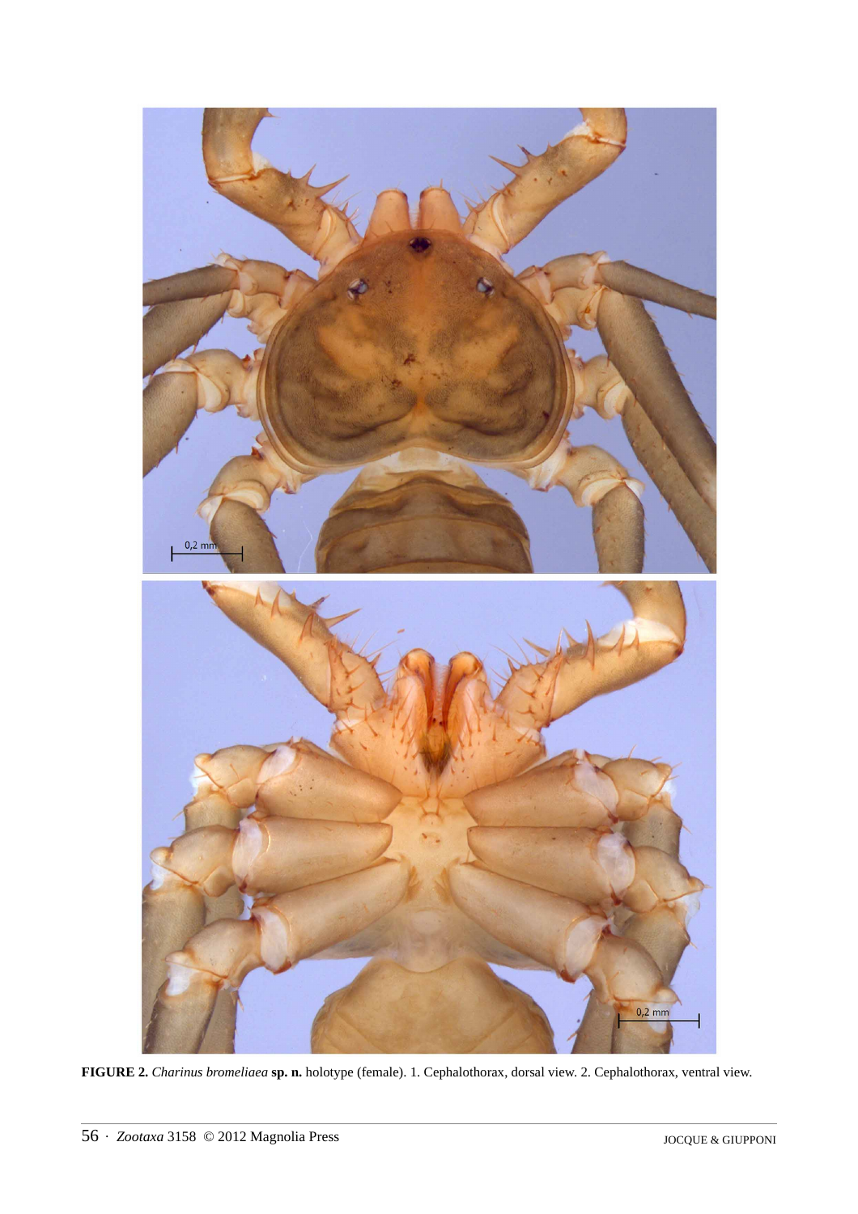**FIGURE 2.** *Charinus bromeliaea* **sp. n.** holotype (female). 1. Cephalothorax, dorsal view. 2. Cephalothorax, ventral view.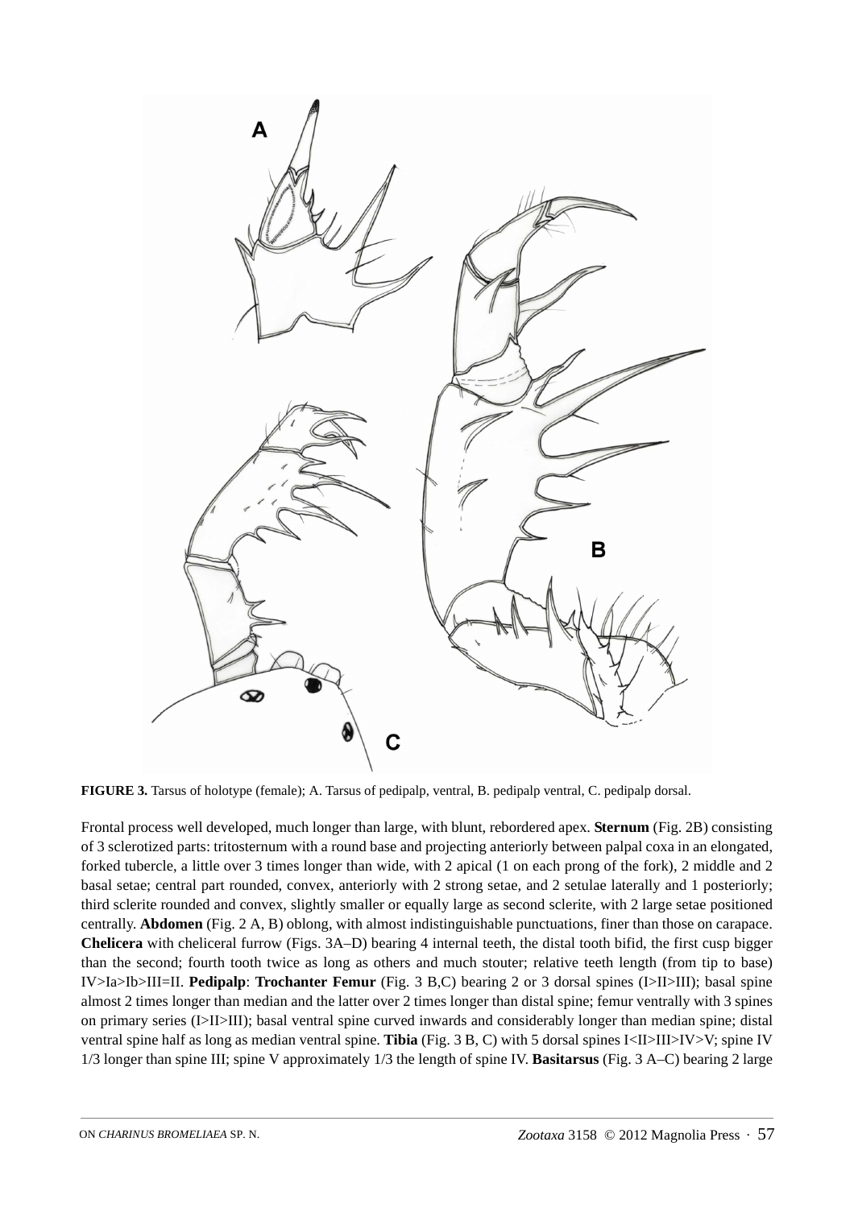**FIGURE 3.** Tarsus of holotype (female); A. Tarsus of pedipalp, ventral, B. pedipalp ventral, C. pedipalp dorsal.

Frontal process well developed, much longer than large, with blunt, rebordered apex. **Sternum** (Fig. 2B) consisting of 3 sclerotized parts: tritosternum with a round base and projecting anteriorly between palpal coxa in an elongated, forked tubercle, a little over 3 times longer than wide, with 2 apical (1 on each prong of the fork), 2 middle and 2 basal setae; central part rounded, convex, anteriorly with 2 strong setae, and 2 setulae laterally and 1 posteriorly; third sclerite rounded and convex, slightly smaller or equally large as second sclerite, with 2 large setae positioned centrally. **Abdomen** (Fig. 2 A, B) oblong, with almost indistinguishable punctuations, finer than those on carapace. **Chelicera** with cheliceral furrow (Figs. 3A–D) bearing 4 internal teeth, the distal tooth bifid, the first cusp bigger than the second; fourth tooth twice as long as others and much stouter; relative teeth length (from tip to base) IV>Ia>Ib>III=II. **Pedipalp**: **Trochanter Femur** (Fig. 3 B,C) bearing 2 or 3 dorsal spines (I>II>III); basal spine almost 2 times longer than median and the latter over 2 times longer than distal spine; femur ventrally with 3 spines on primary series (I>II>III); basal ventral spine curved inwards and considerably longer than median spine; distal ventral spine half as long as median ventral spine. **Tibia** (Fig. 3 B, C) with 5 dorsal spines I<II>III>IV>V; spine IV 1/3 longer than spine III; spine V approximately 1/3 the length of spine IV. **Basitarsus** (Fig. 3 A–C) bearing 2 large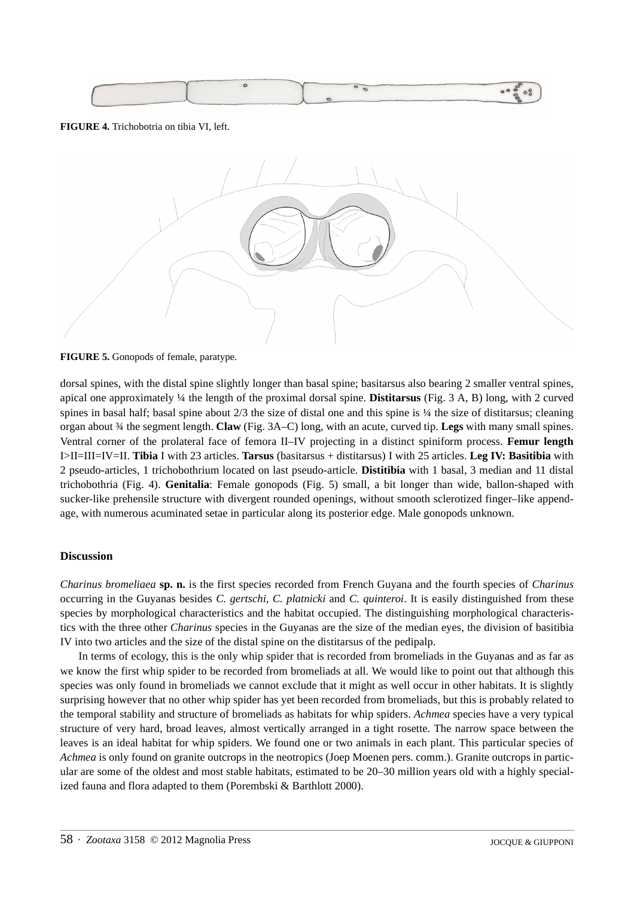**FIGURE 4.** Trichobotria on tibia VI, left.

**FIGURE 5.** Gonopods of female, paratype.

dorsal spines, with the distal spine slightly longer than basal spine; basitarsus also bearing 2 smaller ventral spines, apical one approximately ¼ the length of the proximal dorsal spine. **Distitarsus** (Fig. 3 A, B) long, with 2 curved spines in basal half; basal spine about 2/3 the size of distal one and this spine is ¼ the size of distitarsus; cleaning organ about ¾ the segment length. **Claw** (Fig. 3A–C) long, with an acute, curved tip. **Legs** with many small spines. Ventral corner of the prolateral face of femora II–IV projecting in a distinct spiniform process. **Femur length** I>II=III=IV=II. **Tibia** I with 23 articles. **Tarsus** (basitarsus + distitarsus) I with 25 articles. **Leg IV: Basitibia** with 2 pseudo-articles, 1 trichobothrium located on last pseudo-article. **Distitibia** with 1 basal, 3 median and 11 distal trichobothria (Fig. 4). **Genitalia**: Female gonopods (Fig. 5) small, a bit longer than wide, ballon-shaped with sucker-like prehensile structure with divergent rounded openings, without smooth sclerotized finger–like appendage, with numerous acuminated setae in particular along its posterior edge. Male gonopods unknown.

## Discussion

*Charinus bromeliaea* **sp. n.** is the first species recorded from French Guyana and the fourth species of *Charinus* occurring in the Guyanas besides *C. gertschi*, *C. platnicki* and *C. quinteroi*. It is easily distinguished from these species by morphological characteristics and the habitat occupied. The distinguishing morphological characteristics with the three other *Charinus* species in the Guyanas are the size of the median eyes, the division of basitibia IV into two articles and the size of the distal spine on the distitarsus of the pedipalp.

In terms of ecology, this is the only whip spider that is recorded from bromeliads in the Guyanas and as far as we know the first whip spider to be recorded from bromeliads at all. We would like to point out that although this species was only found in bromeliads we cannot exclude that it might as well occur in other habitats. It is slightly surprising however that no other whip spider has yet been recorded from bromeliads, but this is probably related to the temporal stability and structure of bromeliads as habitats for whip spiders. *Achmea* species have a very typical structure of very hard, broad leaves, almost vertically arranged in a tight rosette. The narrow space between the leaves is an ideal habitat for whip spiders. We found one or two animals in each plant. This particular species of *Achmea* is only found on granite outcrops in the neotropics (Joep Moenen pers. comm.). Granite outcrops in particular are some of the oldest and most stable habitats, estimated to be 20–30 million years old with a highly specialized fauna and flora adapted to them (Porembski & Barthlott 2000).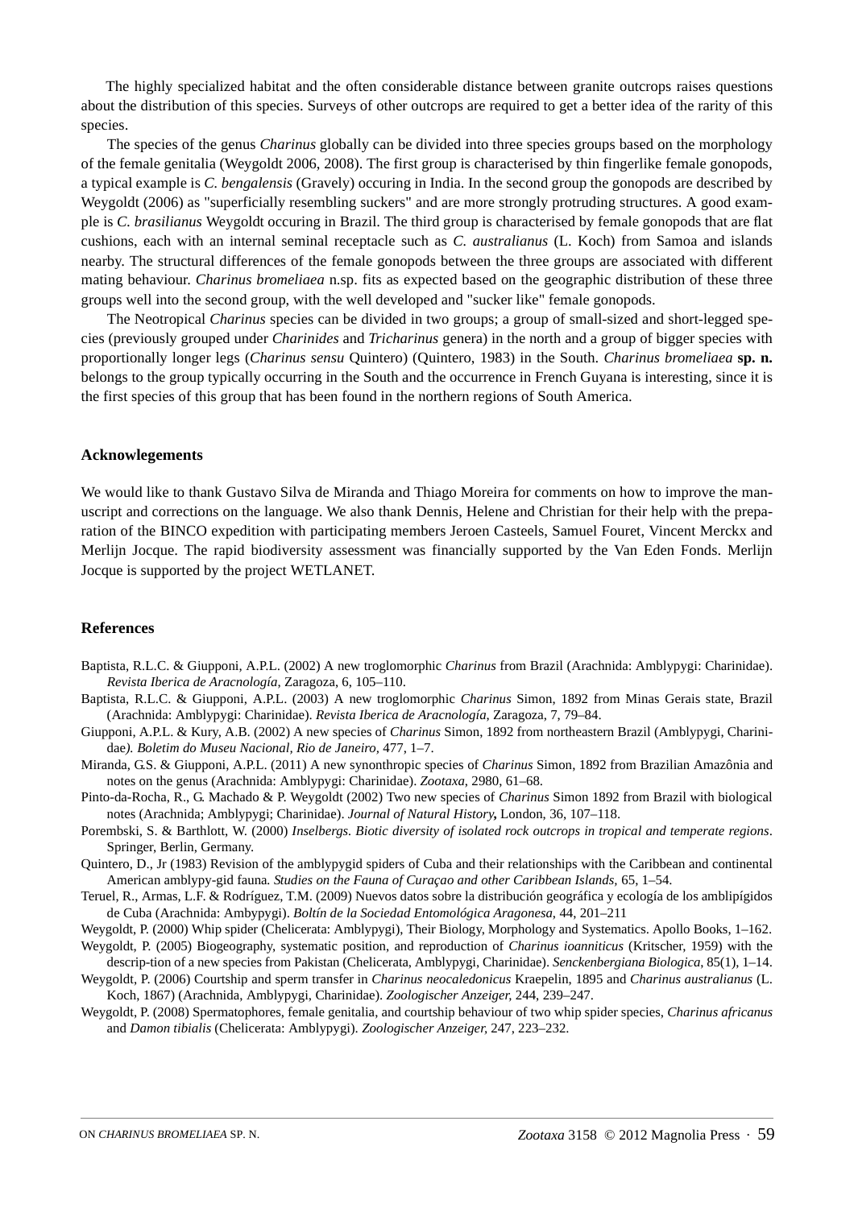The highly specialized habitat and the often considerable distance between granite outcrops raises questions about the distribution of this species. Surveys of other outcrops are required to get a better idea of the rarity of this species.

The species of the genus *Charinus* globally can be divided into three species groups based on the morphology of the female genitalia (Weygoldt 2006, 2008). The first group is characterised by thin fingerlike female gonopods, a typical example is *C. bengalensis* (Gravely) occuring in India. In the second group the gonopods are described by Weygoldt (2006) as "superficially resembling suckers" and are more strongly protruding structures. A good example is *C. brasilianus* Weygoldt occuring in Brazil. The third group is characterised by female gonopods that are flat cushions, each with an internal seminal receptacle such as *C. australianus* (L. Koch) from Samoa and islands nearby. The structural differences of the female gonopods between the three groups are associated with different mating behaviour. *Charinus bromeliaea* n.sp. fits as expected based on the geographic distribution of these three groups well into the second group, with the well developed and "sucker like" female gonopods.

The Neotropical *Charinus* species can be divided in two groups; a group of small-sized and short-legged species (previously grouped under *Charinides* and *Tricharinus* genera) in the north and a group of bigger species with proportionally longer legs (*Charinus sensu* Quintero) (Quintero, 1983) in the South. *Charinus bromeliaea* **sp. n.** belongs to the group typically occurring in the South and the occurrence in French Guyana is interesting, since it is the first species of this group that has been found in the northern regions of South America.

## Acknowlegements

We would like to thank Gustavo Silva de Miranda and Thiago Moreira for comments on how to improve the manuscript and corrections on the language. We also thank Dennis, Helene and Christian for their help with the preparation of the BINCO expedition with participating members Jeroen Casteels, Samuel Fouret, Vincent Merckx and Merlijn Jocque. The rapid biodiversity assessment was financially supported by the Van Eden Fonds. Merlijn Jocque is supported by the project WETLANET.

## References

Baptista, R.L.C. & Giupponi, A.P.L. (2002) A new troglomorphic *Charinus* from Brazil (Arachnida: Amblypygi: Charinidae). *Revista Iberica de Aracnología*, Zaragoza, 6, 105–110.

Baptista, R.L.C. & Giupponi, A.P.L. (2003) A new troglomorphic *Charinus* Simon, 1892 from Minas Gerais state, Brazil (Arachnida: Amblypygi: Charinidae). *Revista Iberica de Aracnología*, Zaragoza, 7, 79–84.

Giupponi, A.P.L. & Kury, A.B. (2002) A new species of *Charinus* Simon, 1892 from northeastern Brazil (Amblypygi, Charinidae*). Boletim do Museu Nacional, Rio de Janeiro*, 477, 1–7.

Miranda, G.S. & Giupponi, A.P.L. (2011) A new synonthropic species of *Charinus* Simon, 1892 from Brazilian Amazônia and notes on the genus (Arachnida: Amblypygi: Charinidae). *Zootaxa*, 2980, 61–68.

Pinto-da-Rocha, R., G. Machado & P. Weygoldt (2002) Two new species of *Charinus* Simon 1892 from Brazil with biological notes (Arachnida; Amblypygi; Charinidae). *Journal of Natural History***,** London, 36, 107–118.

Porembski, S. & Barthlott, W. (2000) *Inselbergs. Biotic diversity of isolated rock outcrops in tropical and temperate regions*. Springer, Berlin, Germany.

Quintero, D., Jr (1983) Revision of the amblypygid spiders of Cuba and their relationships with the Caribbean and continental American amblypy-gid fauna*. Studies on the Fauna of Curaçao and other Caribbean Islands*, 65, 1–54.

Teruel, R., Armas, L.F. & Rodríguez, T.M. (2009) Nuevos datos sobre la distribución geográfica y ecología de los amblipígidos de Cuba (Arachnida: Ambypygi). *Boltín de la Sociedad Entomológica Aragonesa*, 44, 201–211

Weygoldt, P. (2000) Whip spider (Chelicerata: Amblypygi), Their Biology, Morphology and Systematics. Apollo Books, 1–162.

Weygoldt, P. (2005) Biogeography, systematic position, and reproduction of *Charinus ioanniticus* (Kritscher, 1959) with the descrip-tion of a new species from Pakistan (Chelicerata, Amblypygi, Charinidae). *Senckenbergiana Biologica*, 85(1), 1–14.

Weygoldt, P. (2006) Courtship and sperm transfer in *Charinus neocaledonicus* Kraepelin, 1895 and *Charinus australianus* (L. Koch, 1867) (Arachnida, Amblypygi, Charinidae). *Zoologischer Anzeiger*, 244, 239–247.

Weygoldt, P. (2008) Spermatophores, female genitalia, and courtship behaviour of two whip spider species, *Charinus africanus* and *Damon tibialis* (Chelicerata: Amblypygi). *Zoologischer Anzeiger*, 247, 223–232.